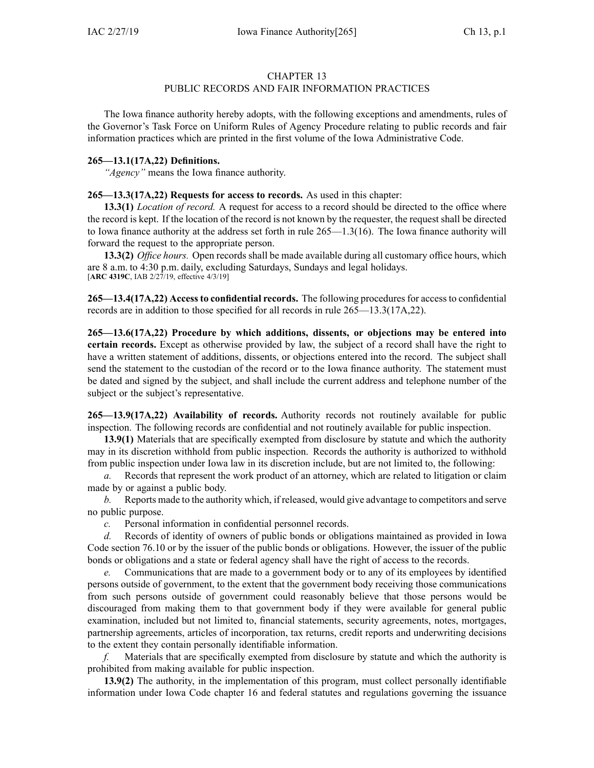# CHAPTER 13
## PUBLIC RECORDS AND FAIR INFORMATION PRACTICES

The Iowa finance authority hereby adopts, with the following exceptions and amendments, rules of the Governor's Task Force on Uniform Rules of Agency Procedure relating to public records and fair information practices which are printed in the first volume of the Iowa Administrative Code.

**265—13.1(17A,22) Definitions.**

*"Agency"* means the Iowa finance authority.

**265—13.3(17A,22) Requests for access to records.** As used in this chapter:

**13.3(1)** *Location of record.* A request for access to a record should be directed to the office where the record is kept. If the location of the record is not known by the requester, the request shall be directed to Iowa finance authority at the address set forth in rule 265—1.3(16). The Iowa finance authority will forward the request to the appropriate person.

**13.3(2)** *Office hours.* Open records shall be made available during all customary office hours, which are 8 a.m. to 4:30 p.m. daily, excluding Saturdays, Sundays and legal holidays.

[**ARC 4319C**, IAB 2/27/19, effective 4/3/19]

**265—13.4(17A,22) Access to confidential records.** The following procedures for access to confidential records are in addition to those specified for all records in rule 265—13.3(17A,22).

**265—13.6(17A,22) Procedure by which additions, dissents, or objections may be entered into certain records.** Except as otherwise provided by law, the subject of a record shall have the right to have a written statement of additions, dissents, or objections entered into the record. The subject shall send the statement to the custodian of the record or to the Iowa finance authority. The statement must be dated and signed by the subject, and shall include the current address and telephone number of the subject or the subject's representative.

**265—13.9(17A,22) Availability of records.** Authority records not routinely available for public inspection. The following records are confidential and not routinely available for public inspection.

**13.9(1)** Materials that are specifically exempted from disclosure by statute and which the authority may in its discretion withhold from public inspection. Records the authority is authorized to withhold from public inspection under Iowa law in its discretion include, but are not limited to, the following:

*a.* Records that represent the work product of an attorney, which are related to litigation or claim made by or against a public body.

*b.* Reports made to the authority which, if released, would give advantage to competitors and serve no public purpose.

*c.* Personal information in confidential personnel records.

*d.* Records of identity of owners of public bonds or obligations maintained as provided in Iowa Code section 76.10 or by the issuer of the public bonds or obligations. However, the issuer of the public bonds or obligations and a state or federal agency shall have the right of access to the records.

*e.* Communications that are made to a government body or to any of its employees by identified persons outside of government, to the extent that the government body receiving those communications from such persons outside of government could reasonably believe that those persons would be discouraged from making them to that government body if they were available for general public examination, included but not limited to, financial statements, security agreements, notes, mortgages, partnership agreements, articles of incorporation, tax returns, credit reports and underwriting decisions to the extent they contain personally identifiable information.

*f.* Materials that are specifically exempted from disclosure by statute and which the authority is prohibited from making available for public inspection.

**13.9(2)** The authority, in the implementation of this program, must collect personally identifiable information under Iowa Code chapter 16 and federal statutes and regulations governing the issuance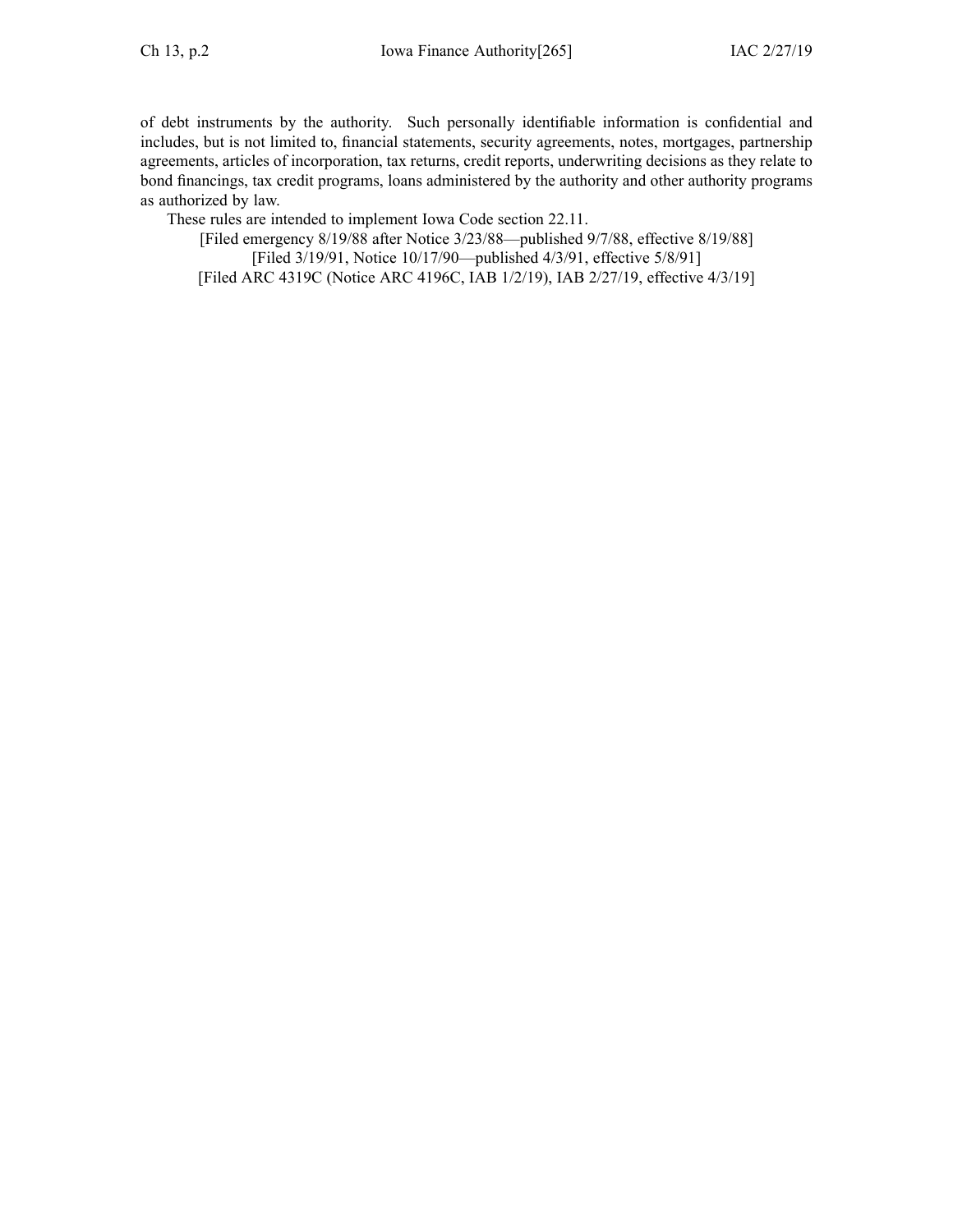of debt instruments by the authority. Such personally identifiable information is confidential and includes, but is not limited to, financial statements, security agreements, notes, mortgages, partnership agreements, articles of incorporation, tax returns, credit reports, underwriting decisions as they relate to bond financings, tax credit programs, loans administered by the authority and other authority programs as authorized by law.

These rules are intended to implement Iowa Code section 22.11.

[Filed emergency 8/19/88 after Notice 3/23/88—published 9/7/88, effective 8/19/88]

[Filed 3/19/91, Notice 10/17/90—published 4/3/91, effective 5/8/91]

[Filed ARC 4319C (Notice ARC 4196C, IAB 1/2/19), IAB 2/27/19, effective 4/3/19]